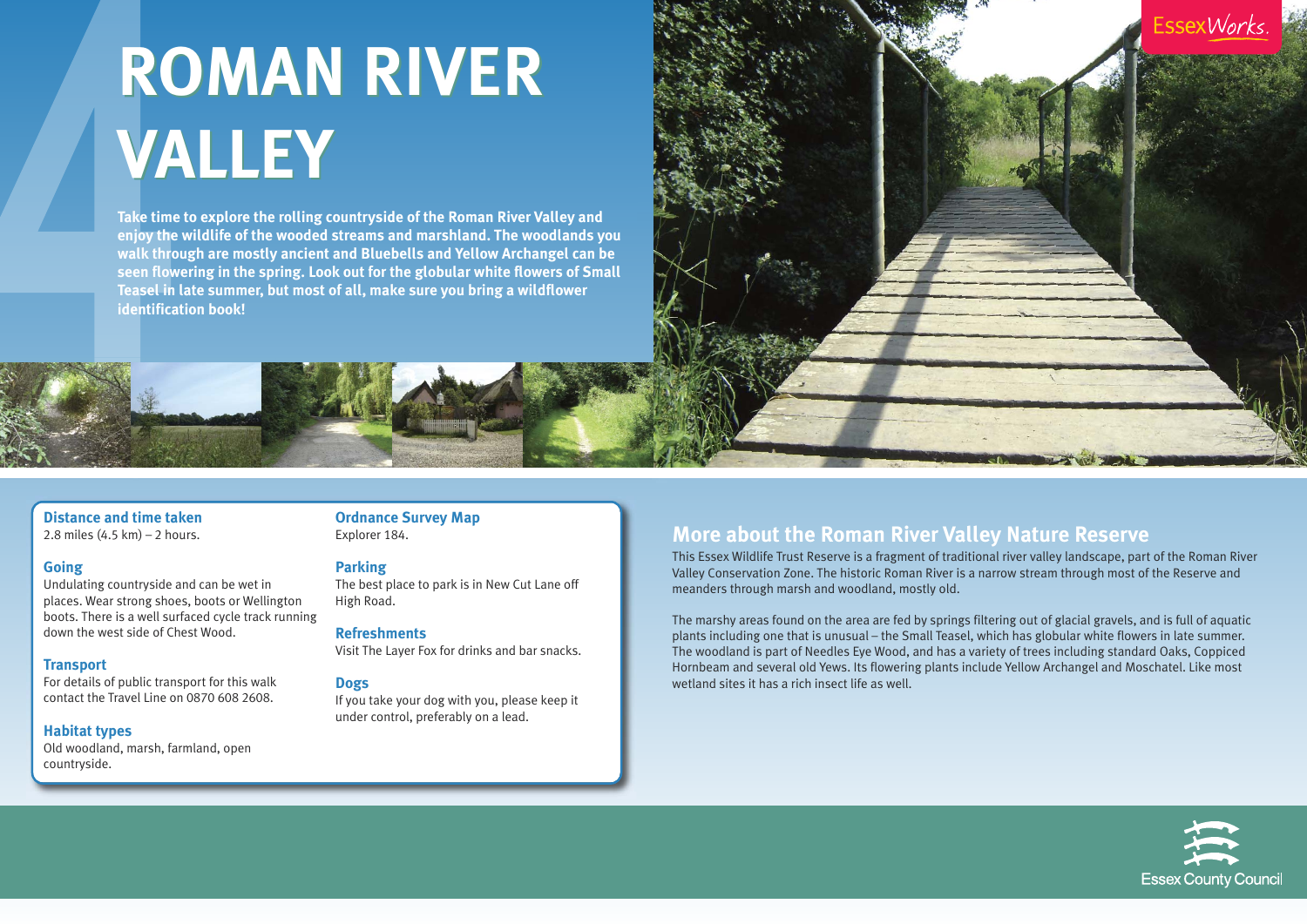# ROMAN RIVER VALLEY

**Take time to explore the rolling countryside of the Roman River Valley and enjoy the wildlife of the wooded streams and marshland. The woodlands you walk through are mostly ancient and Bluebells and Yellow Archangel can be seen flowering in the spring. Look out for the globular white flowers of Small Teasel in late summer, but most of all, make sure you bring a wildflower identification book!**

### Distance and time taken
2.8 miles (4.5 km) – 2 hours.

### Going
Undulating countryside and can be wet in places. Wear strong shoes, boots or Wellington boots. There is a well surfaced cycle track running down the west side of Chest Wood.

### Transport
For details of public transport for this walk contact the Travel Line on 0870 608 2608.

### Habitat types
Old woodland, marsh, farmland, open countryside.

### Ordnance Survey Map
Explorer 184.

### Parking
The best place to park is in New Cut Lane off High Road.

### Refreshments
Visit The Layer Fox for drinks and bar snacks.

### Dogs
If you take your dog with you, please keep it under control, preferably on a lead.

## More about the Roman River Valley Nature Reserve

This Essex Wildlife Trust Reserve is a fragment of traditional river valley landscape, part of the Roman River Valley Conservation Zone. The historic Roman River is a narrow stream through most of the Reserve and meanders through marsh and woodland, mostly old.

The marshy areas found on the area are fed by springs filtering out of glacial gravels, and is full of aquatic plants including one that is unusual – the Small Teasel, which has globular white flowers in late summer. The woodland is part of Needles Eye Wood, and has a variety of trees including standard Oaks, Coppiced Hornbeam and several old Yews. Its flowering plants include Yellow Archangel and Moschatel. Like most wetland sites it has a rich insect life as well.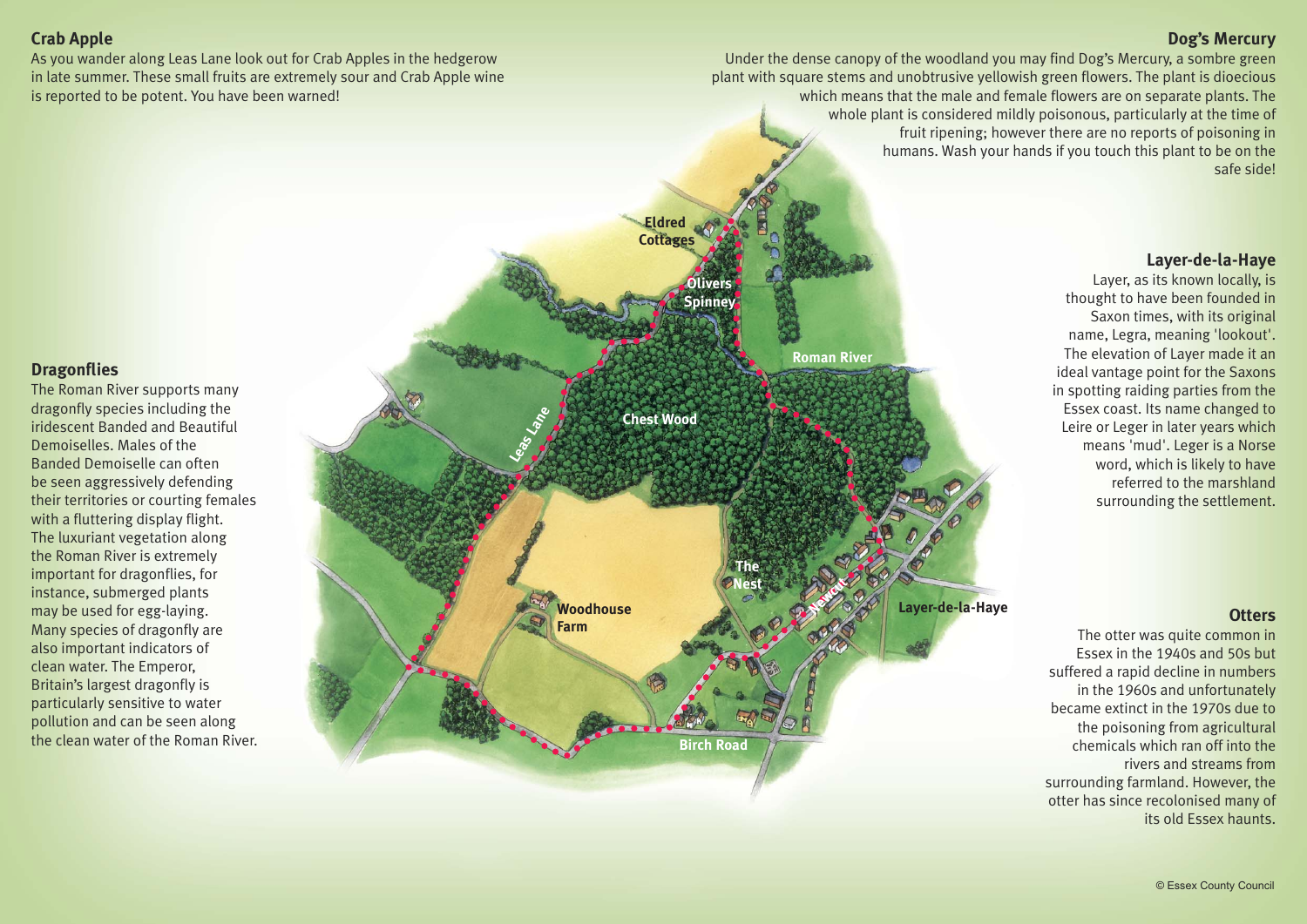## Crab Apple

As you wander along Leas Lane look out for Crab Apples in the hedgerow in late summer. These small fruits are extremely sour and Crab Apple wine is reported to be potent. You have been warned!

## Dragonflies

The Roman River supports many dragonfly species including the iridescent Banded and Beautiful Demoiselles. Males of the Banded Demoiselle can often be seen aggressively defending their territories or courting females with a fluttering display flight. The luxuriant vegetation along the Roman River is extremely important for dragonflies, for instance, submerged plants may be used for egg-laying. Many species of dragonfly are also important indicators of clean water. The Emperor, Britain's largest dragonfly is particularly sensitive to water pollution and can be seen along the clean water of the Roman River.

## Dog's Mercury

Under the dense canopy of the woodland you may find Dog's Mercury, a sombre green plant with square stems and unobtrusive yellowish green flowers. The plant is dioecious which means that the male and female flowers are on separate plants. The whole plant is considered mildly poisonous, particularly at the time of fruit ripening; however there are no reports of poisoning in humans. Wash your hands if you touch this plant to be on the safe side!

Eldred Cottages

Olivers Spinney

Roman River

Leas Lane

Chest Wood

The Nest

Newcut

Layer-de-la-Haye

Woodhouse Farm

Birch Road

## Layer-de-la-Haye

Layer, as its known locally, is thought to have been founded in Saxon times, with its original name, Legra, meaning 'lookout'. The elevation of Layer made it an ideal vantage point for the Saxons in spotting raiding parties from the Essex coast. Its name changed to Leire or Leger in later years which means 'mud'. Leger is a Norse word, which is likely to have referred to the marshland surrounding the settlement.

## Otters

The otter was quite common in Essex in the 1940s and 50s but suffered a rapid decline in numbers in the 1960s and unfortunately became extinct in the 1970s due to the poisoning from agricultural chemicals which ran off into the rivers and streams from surrounding farmland. However, the otter has since recolonised many of its old Essex haunts.

© Essex County Council